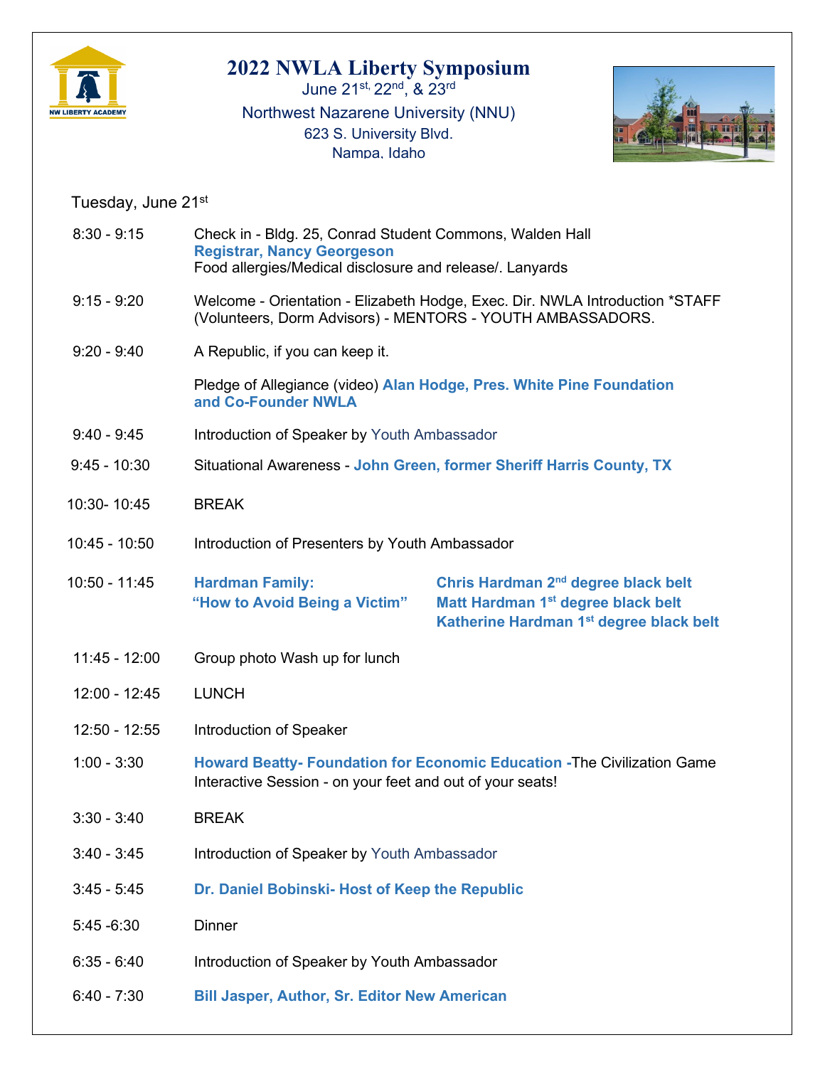# 2022 NWLA Liberty Symposium

June 21st, 22nd, & 23rd

Northwest Nazarene University (NNU)

623 S. University Blvd.

Nampa, Idaho

## Tuesday, June 21st

| Time | Event |
| --- | --- |
| 8:30 - 9:15 | Check in - Bldg. 25, Conrad Student Commons, Walden Hall<br>**Registrar, Nancy Georgeson**<br>Food allergies/Medical disclosure and release/. Lanyards |
| 9:15 - 9:20 | Welcome - Orientation - Elizabeth Hodge, Exec. Dir. NWLA Introduction *STAFF (Volunteers, Dorm Advisors) - MENTORS - YOUTH AMBASSADORS. |
| 9:20 - 9:40 | A Republic, if you can keep it.<br>Pledge of Allegiance (video) **Alan Hodge, Pres. White Pine Foundation and Co-Founder NWLA** |
| 9:40 - 9:45 | Introduction of Speaker by Youth Ambassador |
| 9:45 - 10:30 | Situational Awareness - **John Green, former Sheriff Harris County, TX** |
| 10:30- 10:45 | BREAK |
| 10:45 - 10:50 | Introduction of Presenters by Youth Ambassador |
| 10:50 - 11:45 | **Hardman Family: "How to Avoid Being a Victim"**<br>**Chris Hardman 2nd degree black belt**<br>**Matt Hardman 1st degree black belt**<br>**Katherine Hardman 1st degree black belt** |
| 11:45 - 12:00 | Group photo Wash up for lunch |
| 12:00 - 12:45 | LUNCH |
| 12:50 - 12:55 | Introduction of Speaker |
| 1:00 - 3:30 | **Howard Beatty- Foundation for Economic Education -**The Civilization Game Interactive Session - on your feet and out of your seats! |
| 3:30 - 3:40 | BREAK |
| 3:40 - 3:45 | Introduction of Speaker by Youth Ambassador |
| 3:45 - 5:45 | **Dr. Daniel Bobinski- Host of Keep the Republic** |
| 5:45 -6:30 | Dinner |
| 6:35 - 6:40 | Introduction of Speaker by Youth Ambassador |
| 6:40 - 7:30 | **Bill Jasper, Author, Sr. Editor New American** |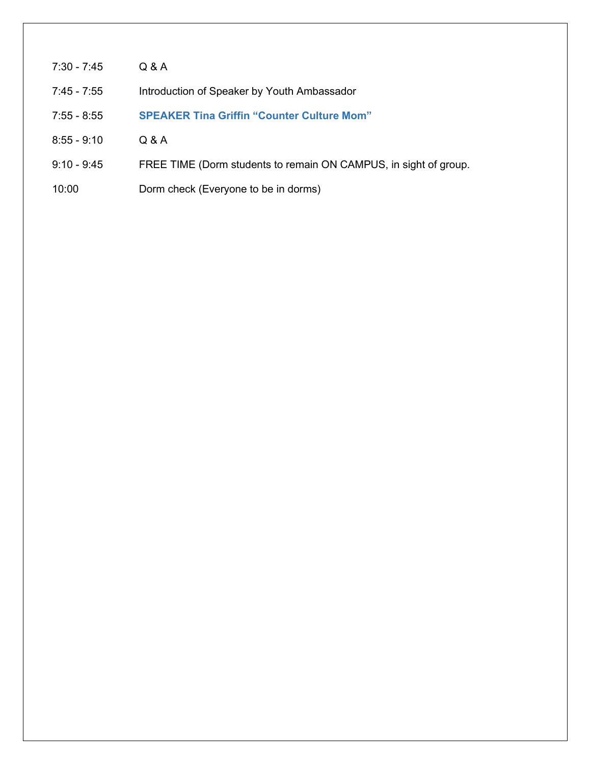| | |
|---|---|
| 7:30 - 7:45 | Q & A |
| 7:45 - 7:55 | Introduction of Speaker by Youth Ambassador |
| 7:55 - 8:55 | **SPEAKER Tina Griffin "Counter Culture Mom"** |
| 8:55 - 9:10 | Q & A |
| 9:10 - 9:45 | FREE TIME (Dorm students to remain ON CAMPUS, in sight of group. |
| 10:00 | Dorm check (Everyone to be in dorms) |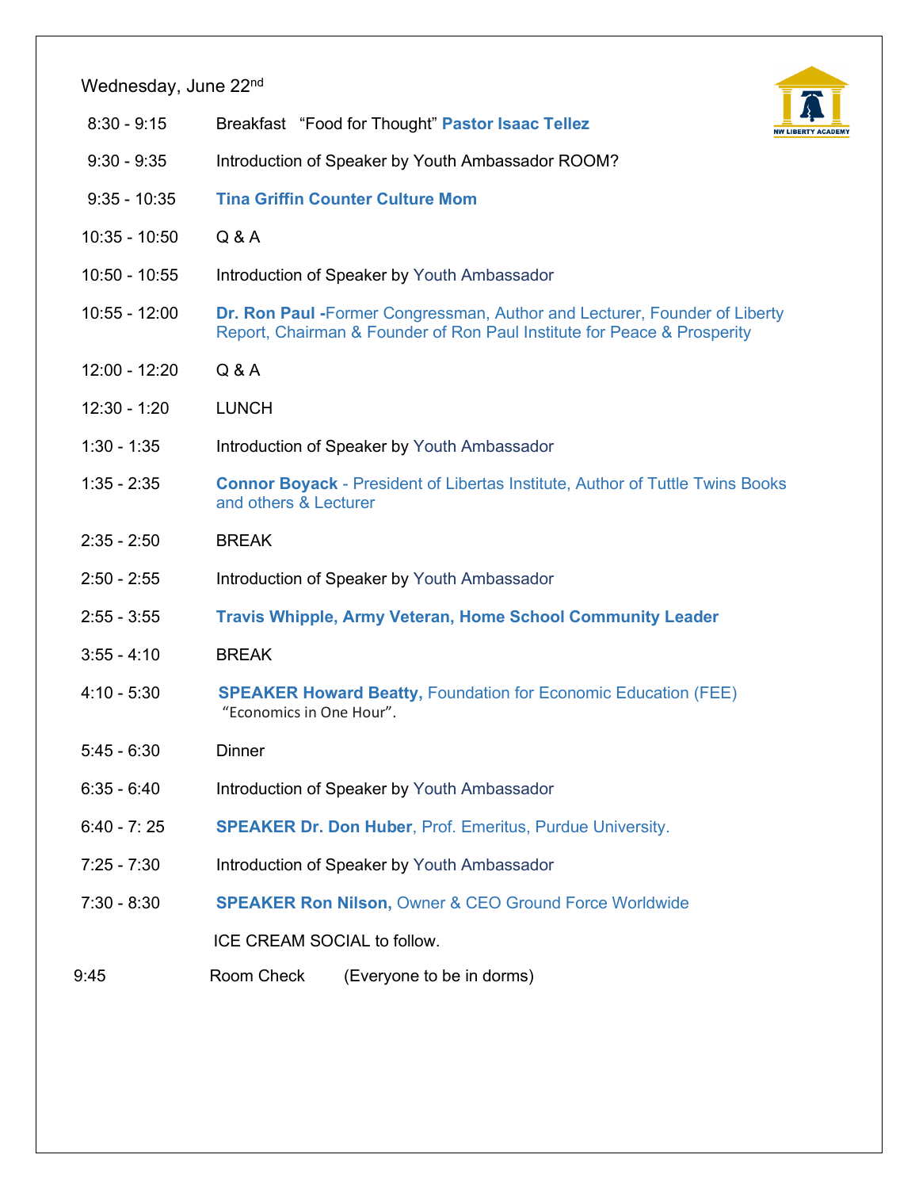## Wednesday, June 22nd

| Time | Event |
|---|---|
| 8:30 - 9:15 | Breakfast "Food for Thought" **Pastor Isaac Tellez** |
| 9:30 - 9:35 | Introduction of Speaker by Youth Ambassador ROOM? |
| 9:35 - 10:35 | **Tina Griffin Counter Culture Mom** |
| 10:35 - 10:50 | Q & A |
| 10:50 - 10:55 | Introduction of Speaker by Youth Ambassador |
| 10:55 - 12:00 | **Dr. Ron Paul** -Former Congressman, Author and Lecturer, Founder of Liberty Report, Chairman & Founder of Ron Paul Institute for Peace & Prosperity |
| 12:00 - 12:20 | Q & A |
| 12:30 - 1:20 | LUNCH |
| 1:30 - 1:35 | Introduction of Speaker by Youth Ambassador |
| 1:35 - 2:35 | **Connor Boyack** - President of Libertas Institute, Author of Tuttle Twins Books and others & Lecturer |
| 2:35 - 2:50 | BREAK |
| 2:50 - 2:55 | Introduction of Speaker by Youth Ambassador |
| 2:55 - 3:55 | **Travis Whipple, Army Veteran, Home School Community Leader** |
| 3:55 - 4:10 | BREAK |
| 4:10 - 5:30 | **SPEAKER Howard Beatty,** Foundation for Economic Education (FEE) "Economics in One Hour". |
| 5:45 - 6:30 | Dinner |
| 6:35 - 6:40 | Introduction of Speaker by Youth Ambassador |
| 6:40 - 7: 25 | **SPEAKER Dr. Don Huber**, Prof. Emeritus, Purdue University. |
| 7:25 - 7:30 | Introduction of Speaker by Youth Ambassador |
| 7:30 - 8:30 | **SPEAKER Ron Nilson,** Owner & CEO Ground Force Worldwide |
| | ICE CREAM SOCIAL to follow. |
| 9:45 | Room Check (Everyone to be in dorms) |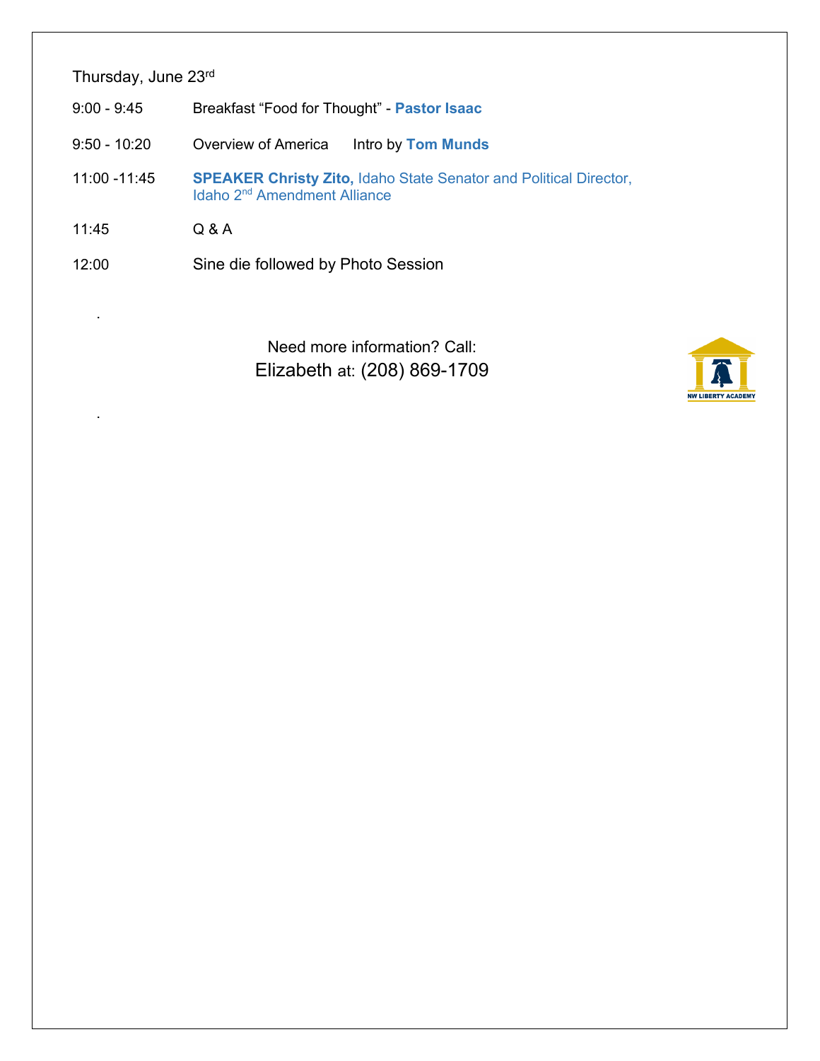Thursday, June 23rd

| | |
|---|---|
| 9:00 - 9:45 | Breakfast “Food for Thought” - **Pastor Isaac** |
| 9:50 - 10:20 | Overview of America Intro by **Tom Munds** |
| 11:00 -11:45 | **SPEAKER Christy Zito,** Idaho State Senator and Political Director, Idaho 2nd Amendment Alliance |
| 11:45 | Q & A |
| 12:00 | Sine die followed by Photo Session |

.

Need more information? Call:
Elizabeth at: (208) 869-1709

NW LIBERTY ACADEMY

.